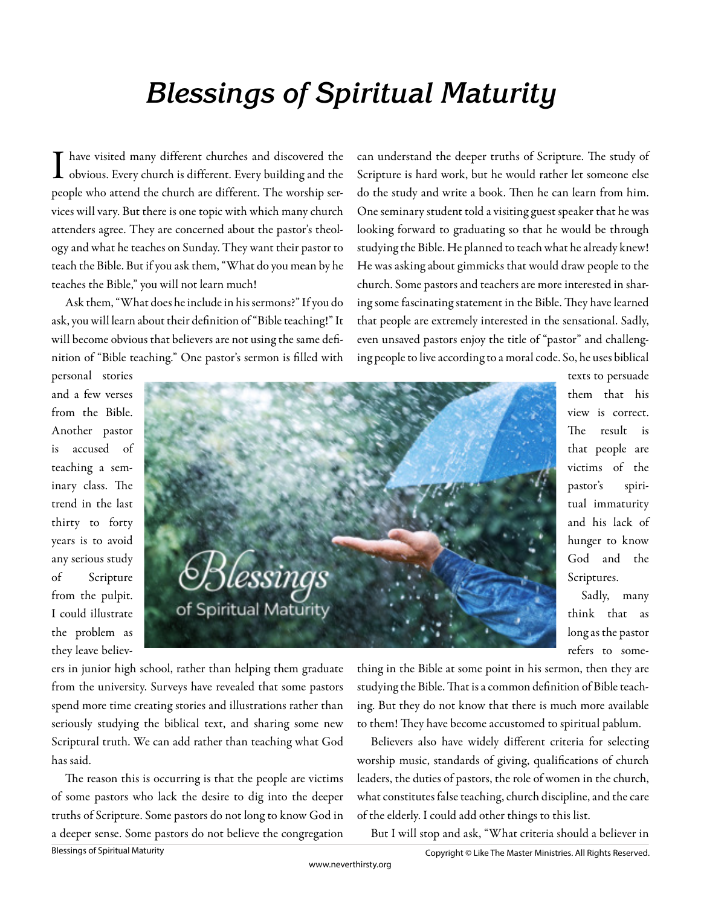# Blessings of Spiritual Maturity

I have visited many different churches and discovered the obvious. Every church is different. Every building and the people who attend the church are different. The worship services will vary. But there is one topic with which many church attenders agree. They are concerned about the pastor's theology and what he teaches on Sunday. They want their pastor to teach the Bible. But if you ask them, "What do you mean by he teaches the Bible," you will not learn much!

Ask them, "What does he include in his sermons?" If you do ask, you will learn about their definition of "Bible teaching!" It will become obvious that believers are not using the same definition of "Bible teaching." One pastor's sermon is filled with personal stories and a few verses from the Bible. Another pastor is accused of teaching a seminary class. The trend in the last thirty to forty years is to avoid any serious study of Scripture from the pulpit. I could illustrate the problem as they leave believers in junior high school, rather than helping them graduate from the university. Surveys have revealed that some pastors spend more time creating stories and illustrations rather than seriously studying the biblical text, and sharing some new Scriptural truth. We can add rather than teaching what God has said.

The reason this is occurring is that the people are victims of some pastors who lack the desire to dig into the deeper truths of Scripture. Some pastors do not long to know God in a deeper sense. Some pastors do not believe the congregation can understand the deeper truths of Scripture. The study of Scripture is hard work, but he would rather let someone else do the study and write a book. Then he can learn from him. One seminary student told a visiting guest speaker that he was looking forward to graduating so that he would be through studying the Bible. He planned to teach what he already knew! He was asking about gimmicks that would draw people to the church. Some pastors and teachers are more interested in sharing some fascinating statement in the Bible. They have learned that people are extremely interested in the sensational. Sadly, even unsaved pastors enjoy the title of "pastor" and challenging people to live according to a moral code. So, he uses biblical texts to persuade them that his view is correct. The result is that people are victims of the pastor's spiritual immaturity and his lack of hunger to know God and the Scriptures.

Sadly, many think that as long as the pastor refers to something in the Bible at some point in his sermon, then they are studying the Bible. That is a common definition of Bible teaching. But they do not know that there is much more available to them! They have become accustomed to spiritual pablum.

Believers also have widely different criteria for selecting worship music, standards of giving, qualifications of church leaders, the duties of pastors, the role of women in the church, what constitutes false teaching, church discipline, and the care of the elderly. I could add other things to this list.

But I will stop and ask, "What criteria should a believer in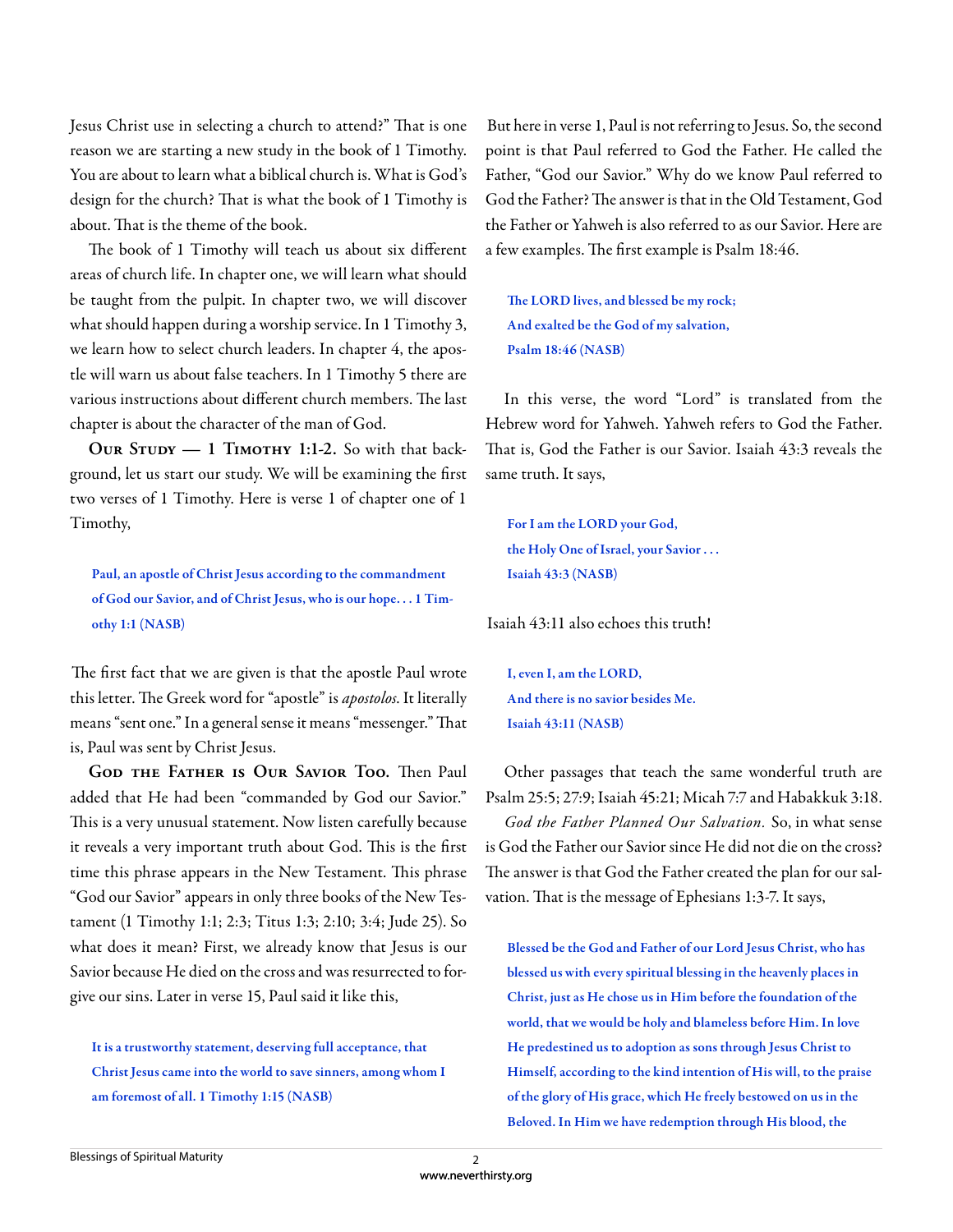Jesus Christ use in selecting a church to attend?" That is one reason we are starting a new study in the book of 1 Timothy. You are about to learn what a biblical church is. What is God's design for the church? That is what the book of 1 Timothy is about. That is the theme of the book.

The book of 1 Timothy will teach us about six different areas of church life. In chapter one, we will learn what should be taught from the pulpit. In chapter two, we will discover what should happen during a worship service. In 1 Timothy 3, we learn how to select church leaders. In chapter 4, the apostle will warn us about false teachers. In 1 Timothy 5 there are various instructions about different church members. The last chapter is about the character of the man of God.

**Our Study — 1 Timothy 1:1-2.** So with that background, let us start our study. We will be examining the first two verses of 1 Timothy. Here is verse 1 of chapter one of 1 Timothy,

> **Paul, an apostle of Christ Jesus according to the commandment of God our Savior, and of Christ Jesus, who is our hope. . . 1 Timothy 1:1 (NASB)**

The first fact that we are given is that the apostle Paul wrote this letter. The Greek word for "apostle" is *apostolos*. It literally means "sent one." In a general sense it means "messenger." That is, Paul was sent by Christ Jesus.

**God the Father is Our Savior Too.** Then Paul added that He had been "commanded by God our Savior." This is a very unusual statement. Now listen carefully because it reveals a very important truth about God. This is the first time this phrase appears in the New Testament. This phrase "God our Savior" appears in only three books of the New Testament (1 Timothy 1:1; 2:3; Titus 1:3; 2:10; 3:4; Jude 25). So what does it mean? First, we already know that Jesus is our Savior because He died on the cross and was resurrected to forgive our sins. Later in verse 15, Paul said it like this,

> **It is a trustworthy statement, deserving full acceptance, that Christ Jesus came into the world to save sinners, among whom I am foremost of all. 1 Timothy 1:15 (NASB)**

But here in verse 1, Paul is not referring to Jesus. So, the second point is that Paul referred to God the Father. He called the Father, "God our Savior." Why do we know Paul referred to God the Father? The answer is that in the Old Testament, God the Father or Yahweh is also referred to as our Savior. Here are a few examples. The first example is Psalm 18:46.

> **The LORD lives, and blessed be my rock;**
> **And exalted be the God of my salvation,**
> **Psalm 18:46 (NASB)**

In this verse, the word "Lord" is translated from the Hebrew word for Yahweh. Yahweh refers to God the Father. That is, God the Father is our Savior. Isaiah 43:3 reveals the same truth. It says,

> **For I am the LORD your God,**
> **the Holy One of Israel, your Savior . . .**
> **Isaiah 43:3 (NASB)**

Isaiah 43:11 also echoes this truth!

> **I, even I, am the LORD,**
> **And there is no savior besides Me.**
> **Isaiah 43:11 (NASB)**

Other passages that teach the same wonderful truth are Psalm 25:5; 27:9; Isaiah 45:21; Micah 7:7 and Habakkuk 3:18.

*God the Father Planned Our Salvation.* So, in what sense is God the Father our Savior since He did not die on the cross? The answer is that God the Father created the plan for our salvation. That is the message of Ephesians 1:3-7. It says,

> **Blessed be the God and Father of our Lord Jesus Christ, who has blessed us with every spiritual blessing in the heavenly places in Christ, just as He chose us in Him before the foundation of the world, that we would be holy and blameless before Him. In love He predestined us to adoption as sons through Jesus Christ to Himself, according to the kind intention of His will, to the praise of the glory of His grace, which He freely bestowed on us in the Beloved. In Him we have redemption through His blood, the**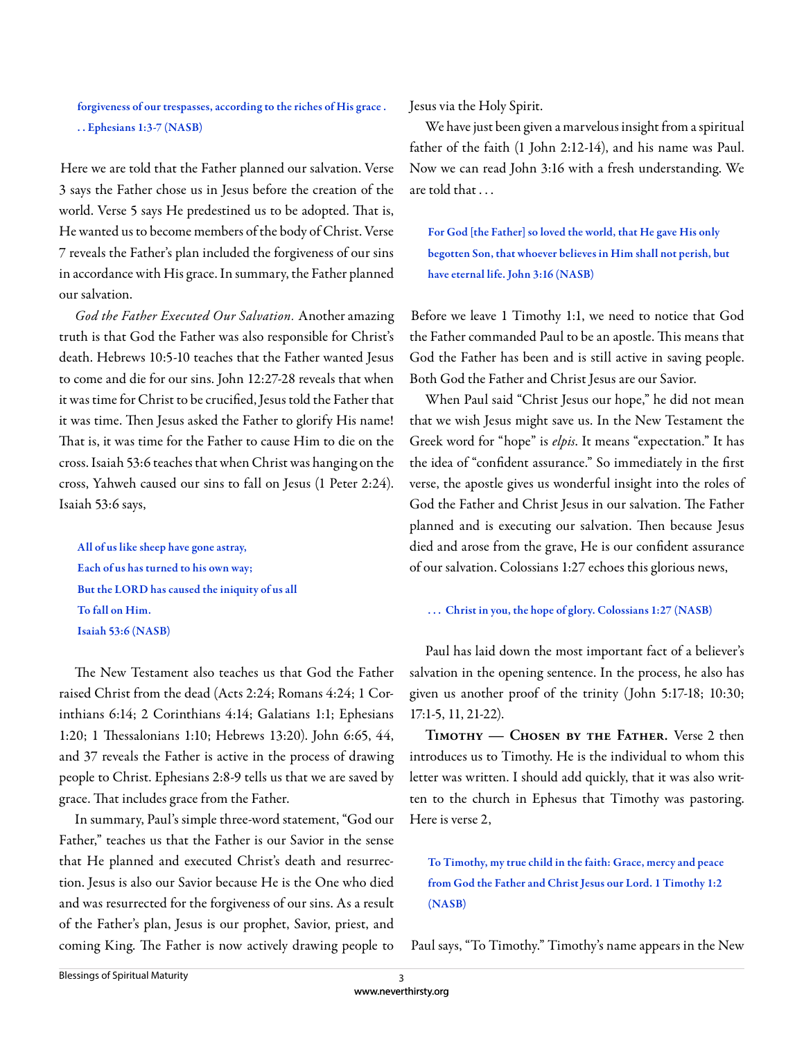**forgiveness of our trespasses, according to the riches of His grace . . . Ephesians 1:3-7 (NASB)**

Here we are told that the Father planned our salvation. Verse 3 says the Father chose us in Jesus before the creation of the world. Verse 5 says He predestined us to be adopted. That is, He wanted us to become members of the body of Christ. Verse 7 reveals the Father's plan included the forgiveness of our sins in accordance with His grace. In summary, the Father planned our salvation.

*God the Father Executed Our Salvation.* Another amazing truth is that God the Father was also responsible for Christ's death. Hebrews 10:5-10 teaches that the Father wanted Jesus to come and die for our sins. John 12:27-28 reveals that when it was time for Christ to be crucified, Jesus told the Father that it was time. Then Jesus asked the Father to glorify His name! That is, it was time for the Father to cause Him to die on the cross. Isaiah 53:6 teaches that when Christ was hanging on the cross, Yahweh caused our sins to fall on Jesus (1 Peter 2:24). Isaiah 53:6 says,

> **All of us like sheep have gone astray,**
> **Each of us has turned to his own way;**
> **But the LORD has caused the iniquity of us all**
> **To fall on Him.**
> **Isaiah 53:6 (NASB)**

The New Testament also teaches us that God the Father raised Christ from the dead (Acts 2:24; Romans 4:24; 1 Corinthians 6:14; 2 Corinthians 4:14; Galatians 1:1; Ephesians 1:20; 1 Thessalonians 1:10; Hebrews 13:20). John 6:65, 44, and 37 reveals the Father is active in the process of drawing people to Christ. Ephesians 2:8-9 tells us that we are saved by grace. That includes grace from the Father.

In summary, Paul's simple three-word statement, "God our Father," teaches us that the Father is our Savior in the sense that He planned and executed Christ's death and resurrection. Jesus is also our Savior because He is the One who died and was resurrected for the forgiveness of our sins. As a result of the Father's plan, Jesus is our prophet, Savior, priest, and coming King. The Father is now actively drawing people to Jesus via the Holy Spirit.

We have just been given a marvelous insight from a spiritual father of the faith (1 John 2:12-14), and his name was Paul. Now we can read John 3:16 with a fresh understanding. We are told that . . .

> **For God [the Father] so loved the world, that He gave His only begotten Son, that whoever believes in Him shall not perish, but have eternal life. John 3:16 (NASB)**

Before we leave 1 Timothy 1:1, we need to notice that God the Father commanded Paul to be an apostle. This means that God the Father has been and is still active in saving people. Both God the Father and Christ Jesus are our Savior.

When Paul said "Christ Jesus our hope," he did not mean that we wish Jesus might save us. In the New Testament the Greek word for "hope" is *elpis*. It means "expectation." It has the idea of "confident assurance." So immediately in the first verse, the apostle gives us wonderful insight into the roles of God the Father and Christ Jesus in our salvation. The Father planned and is executing our salvation. Then because Jesus died and arose from the grave, He is our confident assurance of our salvation. Colossians 1:27 echoes this glorious news,

> **. . . Christ in you, the hope of glory. Colossians 1:27 (NASB)**

Paul has laid down the most important fact of a believer's salvation in the opening sentence. In the process, he also has given us another proof of the trinity (John 5:17-18; 10:30; 17:1-5, 11, 21-22).

**Timothy — Chosen by the Father.** Verse 2 then introduces us to Timothy. He is the individual to whom this letter was written. I should add quickly, that it was also written to the church in Ephesus that Timothy was pastoring. Here is verse 2,

> **To Timothy, my true child in the faith: Grace, mercy and peace from God the Father and Christ Jesus our Lord. 1 Timothy 1:2 (NASB)**

Paul says, "To Timothy." Timothy's name appears in the New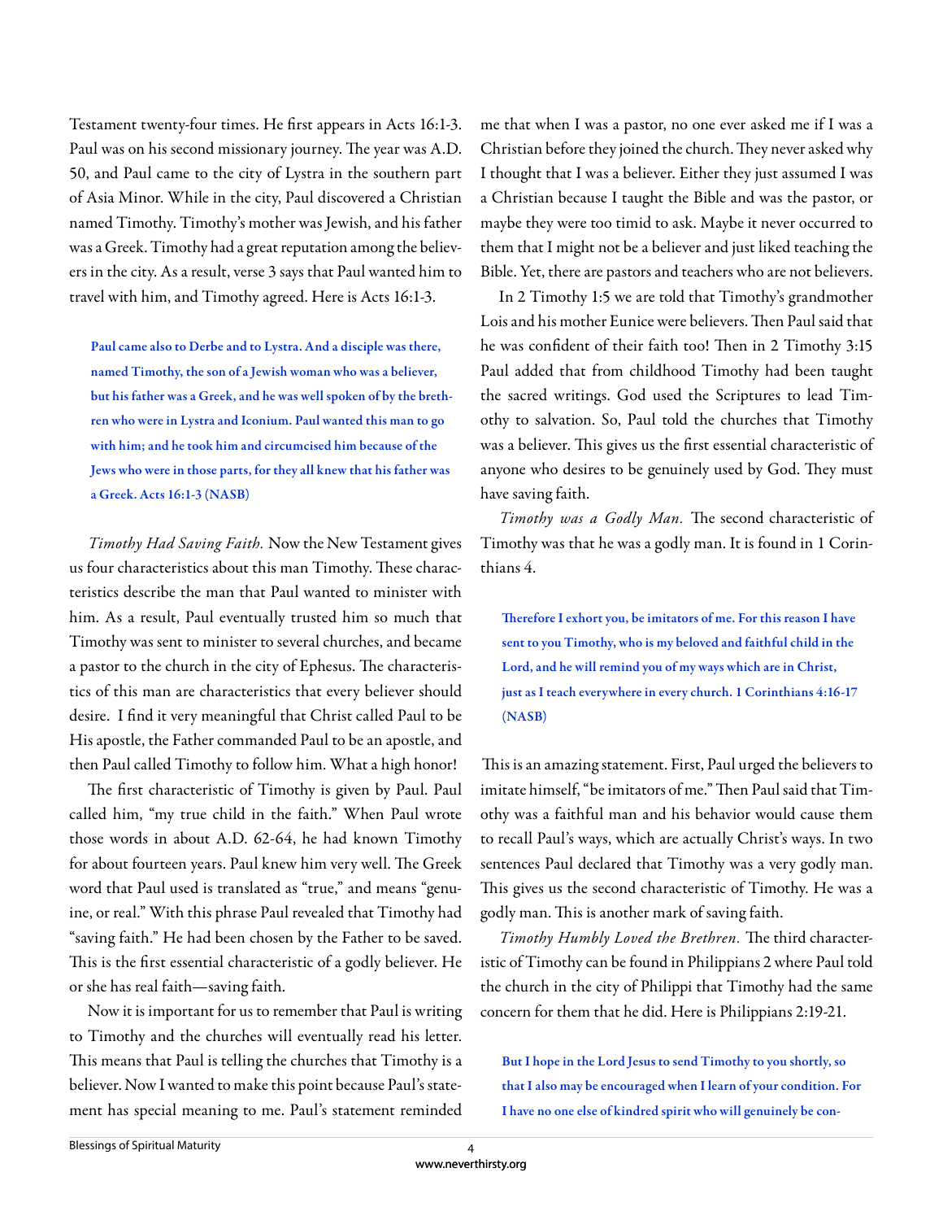Testament twenty-four times. He first appears in Acts 16:1-3. Paul was on his second missionary journey. The year was A.D. 50, and Paul came to the city of Lystra in the southern part of Asia Minor. While in the city, Paul discovered a Christian named Timothy. Timothy's mother was Jewish, and his father was a Greek. Timothy had a great reputation among the believers in the city. As a result, verse 3 says that Paul wanted him to travel with him, and Timothy agreed. Here is Acts 16:1-3.

> **Paul came also to Derbe and to Lystra. And a disciple was there, named Timothy, the son of a Jewish woman who was a believer, but his father was a Greek, and he was well spoken of by the brethren who were in Lystra and Iconium. Paul wanted this man to go with him; and he took him and circumcised him because of the Jews who were in those parts, for they all knew that his father was a Greek. Acts 16:1-3 (NASB)**

*Timothy Had Saving Faith.* Now the New Testament gives us four characteristics about this man Timothy. These characteristics describe the man that Paul wanted to minister with him. As a result, Paul eventually trusted him so much that Timothy was sent to minister to several churches, and became a pastor to the church in the city of Ephesus. The characteristics of this man are characteristics that every believer should desire. I find it very meaningful that Christ called Paul to be His apostle, the Father commanded Paul to be an apostle, and then Paul called Timothy to follow him. What a high honor!

The first characteristic of Timothy is given by Paul. Paul called him, "my true child in the faith." When Paul wrote those words in about A.D. 62-64, he had known Timothy for about fourteen years. Paul knew him very well. The Greek word that Paul used is translated as "true," and means "genuine, or real." With this phrase Paul revealed that Timothy had "saving faith." He had been chosen by the Father to be saved. This is the first essential characteristic of a godly believer. He or she has real faith—saving faith.

Now it is important for us to remember that Paul is writing to Timothy and the churches will eventually read his letter. This means that Paul is telling the churches that Timothy is a believer. Now I wanted to make this point because Paul's statement has special meaning to me. Paul's statement reminded me that when I was a pastor, no one ever asked me if I was a Christian before they joined the church. They never asked why I thought that I was a believer. Either they just assumed I was a Christian because I taught the Bible and was the pastor, or maybe they were too timid to ask. Maybe it never occurred to them that I might not be a believer and just liked teaching the Bible. Yet, there are pastors and teachers who are not believers.

In 2 Timothy 1:5 we are told that Timothy's grandmother Lois and his mother Eunice were believers. Then Paul said that he was confident of their faith too! Then in 2 Timothy 3:15 Paul added that from childhood Timothy had been taught the sacred writings. God used the Scriptures to lead Timothy to salvation. So, Paul told the churches that Timothy was a believer. This gives us the first essential characteristic of anyone who desires to be genuinely used by God. They must have saving faith.

*Timothy was a Godly Man.* The second characteristic of Timothy was that he was a godly man. It is found in 1 Corinthians 4.

> **Therefore I exhort you, be imitators of me. For this reason I have sent to you Timothy, who is my beloved and faithful child in the Lord, and he will remind you of my ways which are in Christ, just as I teach everywhere in every church. 1 Corinthians 4:16-17 (NASB)**

This is an amazing statement. First, Paul urged the believers to imitate himself, "be imitators of me." Then Paul said that Timothy was a faithful man and his behavior would cause them to recall Paul's ways, which are actually Christ's ways. In two sentences Paul declared that Timothy was a very godly man. This gives us the second characteristic of Timothy. He was a godly man. This is another mark of saving faith.

*Timothy Humbly Loved the Brethren.* The third characteristic of Timothy can be found in Philippians 2 where Paul told the church in the city of Philippi that Timothy had the same concern for them that he did. Here is Philippians 2:19-21.

> **But I hope in the Lord Jesus to send Timothy to you shortly, so that I also may be encouraged when I learn of your condition. For I have no one else of kindred spirit who will genuinely be con-**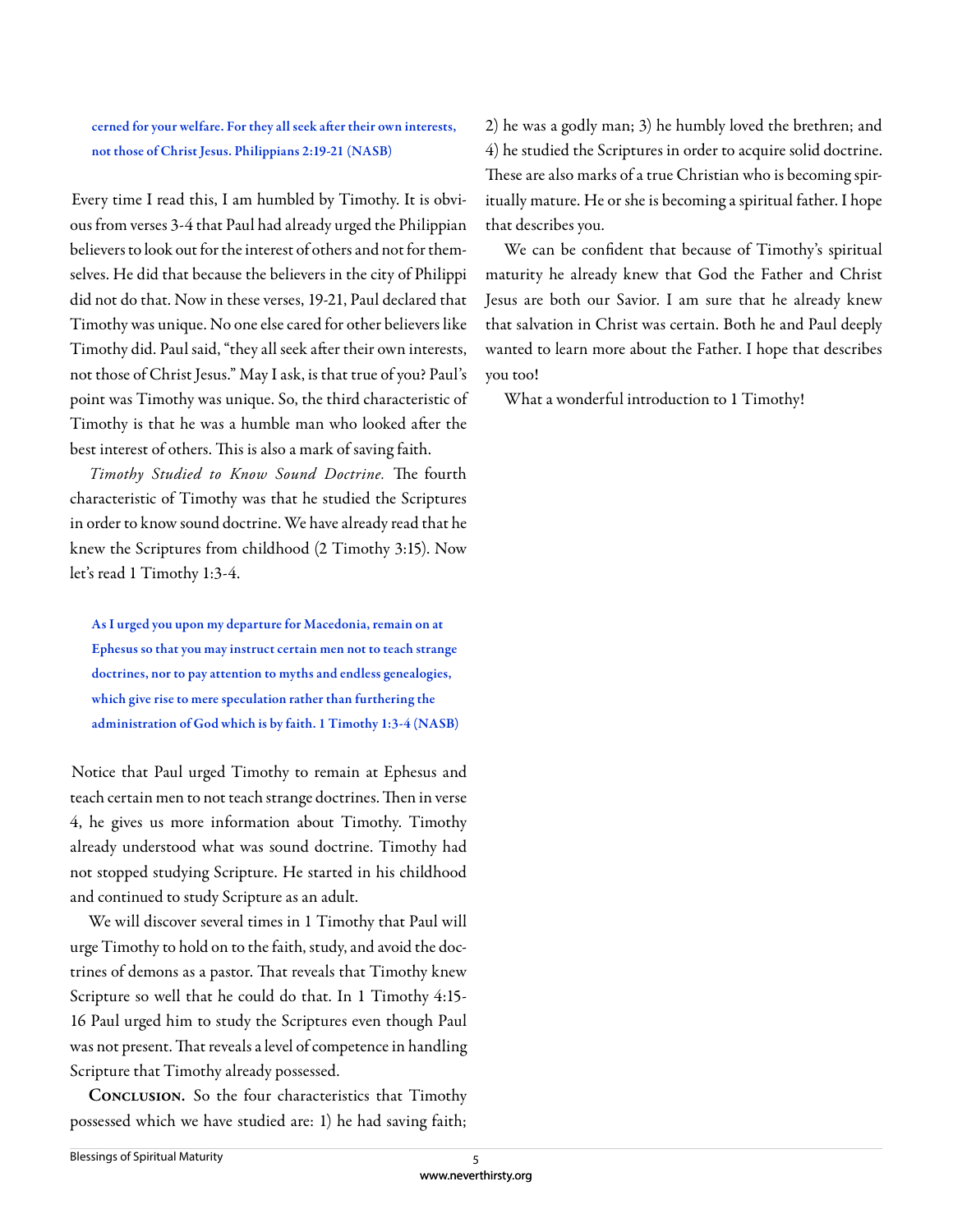**cerned for your welfare. For they all seek after their own interests, not those of Christ Jesus. Philippians 2:19-21 (NASB)**

Every time I read this, I am humbled by Timothy. It is obvious from verses 3-4 that Paul had already urged the Philippian believers to look out for the interest of others and not for themselves. He did that because the believers in the city of Philippi did not do that. Now in these verses, 19-21, Paul declared that Timothy was unique. No one else cared for other believers like Timothy did. Paul said, "they all seek after their own interests, not those of Christ Jesus." May I ask, is that true of you? Paul's point was Timothy was unique. So, the third characteristic of Timothy is that he was a humble man who looked after the best interest of others. This is also a mark of saving faith.

*Timothy Studied to Know Sound Doctrine.* The fourth characteristic of Timothy was that he studied the Scriptures in order to know sound doctrine. We have already read that he knew the Scriptures from childhood (2 Timothy 3:15). Now let's read 1 Timothy 1:3-4.

> **As I urged you upon my departure for Macedonia, remain on at Ephesus so that you may instruct certain men not to teach strange doctrines, nor to pay attention to myths and endless genealogies, which give rise to mere speculation rather than furthering the administration of God which is by faith. 1 Timothy 1:3-4 (NASB)**

Notice that Paul urged Timothy to remain at Ephesus and teach certain men to not teach strange doctrines. Then in verse 4, he gives us more information about Timothy. Timothy already understood what was sound doctrine. Timothy had not stopped studying Scripture. He started in his childhood and continued to study Scripture as an adult.

We will discover several times in 1 Timothy that Paul will urge Timothy to hold on to the faith, study, and avoid the doctrines of demons as a pastor. That reveals that Timothy knew Scripture so well that he could do that. In 1 Timothy 4:15-16 Paul urged him to study the Scriptures even though Paul was not present. That reveals a level of competence in handling Scripture that Timothy already possessed.

**Conclusion.** So the four characteristics that Timothy possessed which we have studied are: 1) he had saving faith; 2) he was a godly man; 3) he humbly loved the brethren; and 4) he studied the Scriptures in order to acquire solid doctrine. These are also marks of a true Christian who is becoming spiritually mature. He or she is becoming a spiritual father. I hope that describes you.

We can be confident that because of Timothy's spiritual maturity he already knew that God the Father and Christ Jesus are both our Savior. I am sure that he already knew that salvation in Christ was certain. Both he and Paul deeply wanted to learn more about the Father. I hope that describes you too!

What a wonderful introduction to 1 Timothy!